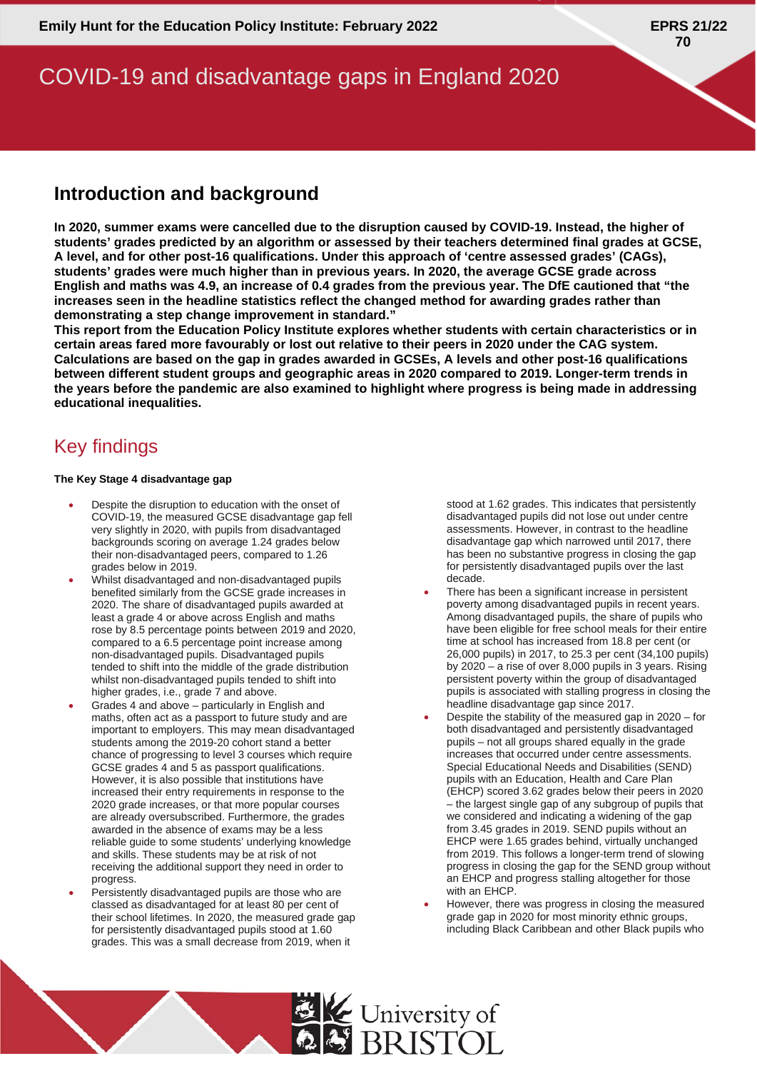Emily Hunt for the Education Policy Institute: February 2022

EPRS 21/22 70

# COVID-19 and disadvantage gaps in England 2020

## Introduction and background

**In 2020, summer exams were cancelled due to the disruption caused by COVID-19. Instead, the higher of students' grades predicted by an algorithm or assessed by their teachers determined final grades at GCSE, A level, and for other post-16 qualifications. Under this approach of 'centre assessed grades' (CAGs), students' grades were much higher than in previous years. In 2020, the average GCSE grade across English and maths was 4.9, an increase of 0.4 grades from the previous year. The DfE cautioned that "the increases seen in the headline statistics reflect the changed method for awarding grades rather than demonstrating a step change improvement in standard."**

**This report from the Education Policy Institute explores whether students with certain characteristics or in certain areas fared more favourably or lost out relative to their peers in 2020 under the CAG system. Calculations are based on the gap in grades awarded in GCSEs, A levels and other post-16 qualifications between different student groups and geographic areas in 2020 compared to 2019. Longer-term trends in the years before the pandemic are also examined to highlight where progress is being made in addressing educational inequalities.**

## Key findings

**The Key Stage 4 disadvantage gap**

- Despite the disruption to education with the onset of COVID-19, the measured GCSE disadvantage gap fell very slightly in 2020, with pupils from disadvantaged backgrounds scoring on average 1.24 grades below their non-disadvantaged peers, compared to 1.26 grades below in 2019.
- Whilst disadvantaged and non-disadvantaged pupils benefited similarly from the GCSE grade increases in 2020. The share of disadvantaged pupils awarded at least a grade 4 or above across English and maths rose by 8.5 percentage points between 2019 and 2020, compared to a 6.5 percentage point increase among non-disadvantaged pupils. Disadvantaged pupils tended to shift into the middle of the grade distribution whilst non-disadvantaged pupils tended to shift into higher grades, i.e., grade 7 and above.
- Grades 4 and above – particularly in English and maths, often act as a passport to future study and are important to employers. This may mean disadvantaged students among the 2019-20 cohort stand a better chance of progressing to level 3 courses which require GCSE grades 4 and 5 as passport qualifications. However, it is also possible that institutions have increased their entry requirements in response to the 2020 grade increases, or that more popular courses are already oversubscribed. Furthermore, the grades awarded in the absence of exams may be a less reliable guide to some students' underlying knowledge and skills. These students may be at risk of not receiving the additional support they need in order to progress.
- Persistently disadvantaged pupils are those who are classed as disadvantaged for at least 80 per cent of their school lifetimes. In 2020, the measured grade gap for persistently disadvantaged pupils stood at 1.60 grades. This was a small decrease from 2019, when it stood at 1.62 grades. This indicates that persistently disadvantaged pupils did not lose out under centre assessments. However, in contrast to the headline disadvantage gap which narrowed until 2017, there has been no substantive progress in closing the gap for persistently disadvantaged pupils over the last decade.
- There has been a significant increase in persistent poverty among disadvantaged pupils in recent years. Among disadvantaged pupils, the share of pupils who have been eligible for free school meals for their entire time at school has increased from 18.8 per cent (or 26,000 pupils) in 2017, to 25.3 per cent (34,100 pupils) by 2020 – a rise of over 8,000 pupils in 3 years. Rising persistent poverty within the group of disadvantaged pupils is associated with stalling progress in closing the headline disadvantage gap since 2017.
- Despite the stability of the measured gap in 2020 – for both disadvantaged and persistently disadvantaged pupils – not all groups shared equally in the grade increases that occurred under centre assessments. Special Educational Needs and Disabilities (SEND) pupils with an Education, Health and Care Plan (EHCP) scored 3.62 grades below their peers in 2020 – the largest single gap of any subgroup of pupils that we considered and indicating a widening of the gap from 3.45 grades in 2019. SEND pupils without an EHCP were 1.65 grades behind, virtually unchanged from 2019. This follows a longer-term trend of slowing progress in closing the gap for the SEND group without an EHCP and progress stalling altogether for those with an EHCP.
- However, there was progress in closing the measured grade gap in 2020 for most minority ethnic groups, including Black Caribbean and other Black pupils who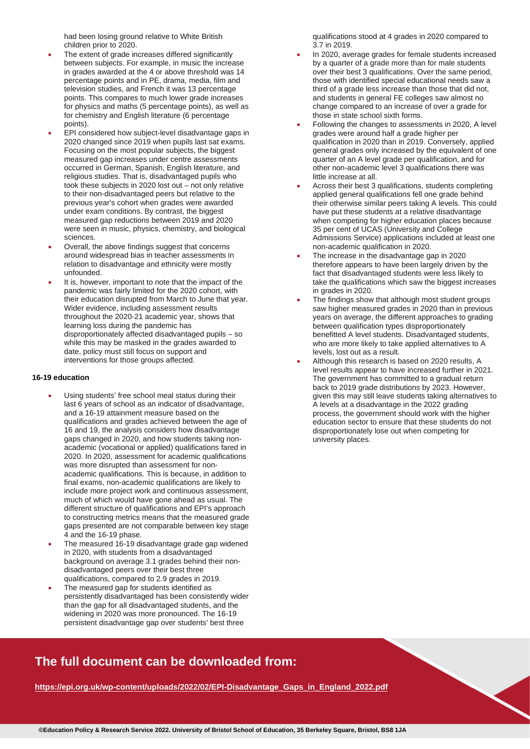had been losing ground relative to White British children prior to 2020.

- The extent of grade increases differed significantly between subjects. For example, in music the increase in grades awarded at the 4 or above threshold was 14 percentage points and in PE, drama, media, film and television studies, and French it was 13 percentage points. This compares to much lower grade increases for physics and maths (5 percentage points), as well as for chemistry and English literature (6 percentage points).
- EPI considered how subject-level disadvantage gaps in 2020 changed since 2019 when pupils last sat exams. Focusing on the most popular subjects, the biggest measured gap increases under centre assessments occurred in German, Spanish, English literature, and religious studies. That is, disadvantaged pupils who took these subjects in 2020 lost out – not only relative to their non-disadvantaged peers but relative to the previous year's cohort when grades were awarded under exam conditions. By contrast, the biggest measured gap reductions between 2019 and 2020 were seen in music, physics, chemistry, and biological sciences.
- Overall, the above findings suggest that concerns around widespread bias in teacher assessments in relation to disadvantage and ethnicity were mostly unfounded.
- It is, however, important to note that the impact of the pandemic was fairly limited for the 2020 cohort, with their education disrupted from March to June that year. Wider evidence, including assessment results throughout the 2020-21 academic year, shows that learning loss during the pandemic has disproportionately affected disadvantaged pupils – so while this may be masked in the grades awarded to date, policy must still focus on support and interventions for those groups affected.

### 16-19 education

- Using students' free school meal status during their last 6 years of school as an indicator of disadvantage, and a 16-19 attainment measure based on the qualifications and grades achieved between the age of 16 and 19, the analysis considers how disadvantage gaps changed in 2020, and how students taking non-academic (vocational or applied) qualifications fared in 2020. In 2020, assessment for academic qualifications was more disrupted than assessment for non-academic qualifications. This is because, in addition to final exams, non-academic qualifications are likely to include more project work and continuous assessment, much of which would have gone ahead as usual. The different structure of qualifications and EPI's approach to constructing metrics means that the measured grade gaps presented are not comparable between key stage 4 and the 16-19 phase.
- The measured 16-19 disadvantage grade gap widened in 2020, with students from a disadvantaged background on average 3.1 grades behind their non-disadvantaged peers over their best three qualifications, compared to 2.9 grades in 2019.
- The measured gap for students identified as persistently disadvantaged has been consistently wider than the gap for all disadvantaged students, and the widening in 2020 was more pronounced. The 16-19 persistent disadvantage gap over students' best three qualifications stood at 4 grades in 2020 compared to 3.7 in 2019.
- In 2020, average grades for female students increased by a quarter of a grade more than for male students over their best 3 qualifications. Over the same period, those with identified special educational needs saw a third of a grade less increase than those that did not, and students in general FE colleges saw almost no change compared to an increase of over a grade for those in state school sixth forms.
- Following the changes to assessments in 2020, A level grades were around half a grade higher per qualification in 2020 than in 2019. Conversely, applied general grades only increased by the equivalent of one quarter of an A level grade per qualification, and for other non-academic level 3 qualifications there was little increase at all.
- Across their best 3 qualifications, students completing applied general qualifications fell one grade behind their otherwise similar peers taking A levels. This could have put these students at a relative disadvantage when competing for higher education places because 35 per cent of UCAS (University and College Admissions Service) applications included at least one non-academic qualification in 2020.
- The increase in the disadvantage gap in 2020 therefore appears to have been largely driven by the fact that disadvantaged students were less likely to take the qualifications which saw the biggest increases in grades in 2020.
- The findings show that although most student groups saw higher measured grades in 2020 than in previous years on average, the different approaches to grading between qualification types disproportionately benefitted A level students. Disadvantaged students, who are more likely to take applied alternatives to A levels, lost out as a result.
- Although this research is based on 2020 results, A level results appear to have increased further in 2021. The government has committed to a gradual return back to 2019 grade distributions by 2023. However, given this may still leave students taking alternatives to A levels at a disadvantage in the 2022 grading process, the government should work with the higher education sector to ensure that these students do not disproportionately lose out when competing for university places.

## The full document can be downloaded from:

**https://epi.org.uk/wp-content/uploads/2022/02/EPI-Disadvantage_Gaps_in_England_2022.pdf**

©Education Policy & Research Service 2022. University of Bristol School of Education, 35 Berkeley Square, Bristol, BS8 1JA